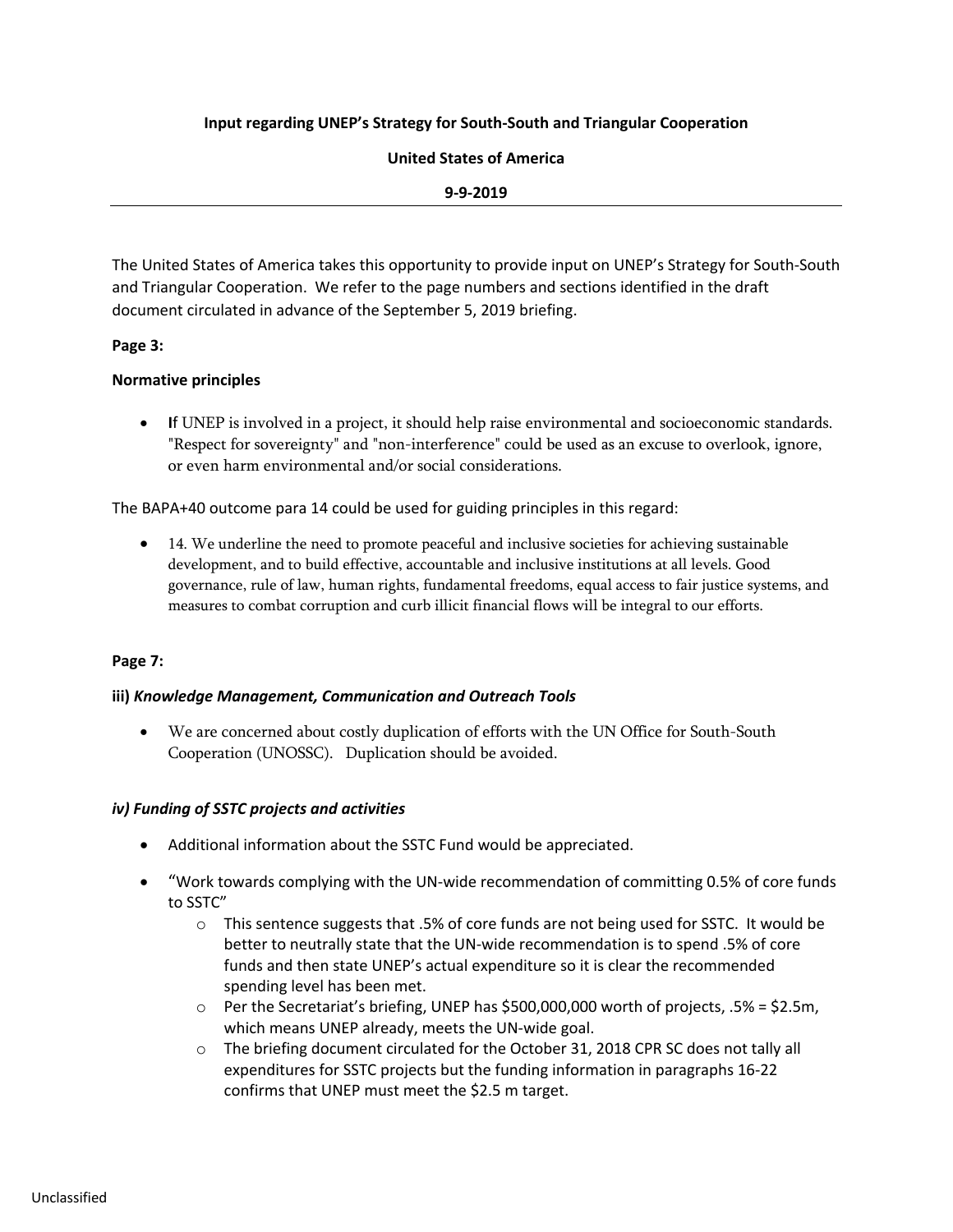**Input regarding UNEP's Strategy for South-South and Triangular Cooperation**

**United States of America**

**9-9-2019**

---

The United States of America takes this opportunity to provide input on UNEP's Strategy for South-South and Triangular Cooperation. We refer to the page numbers and sections identified in the draft document circulated in advance of the September 5, 2019 briefing.

**Page 3:**

**Normative principles**

- **I**f UNEP is involved in a project, it should help raise environmental and socioeconomic standards. "Respect for sovereignty" and "non-interference" could be used as an excuse to overlook, ignore, or even harm environmental and/or social considerations.

The BAPA+40 outcome para 14 could be used for guiding principles in this regard:

- 14. We underline the need to promote peaceful and inclusive societies for achieving sustainable development, and to build effective, accountable and inclusive institutions at all levels. Good governance, rule of law, human rights, fundamental freedoms, equal access to fair justice systems, and measures to combat corruption and curb illicit financial flows will be integral to our efforts.

**Page 7:**

**iii)** ***Knowledge Management, Communication and Outreach Tools***

- We are concerned about costly duplication of efforts with the UN Office for South-South Cooperation (UNOSSC). Duplication should be avoided.

***iv) Funding of SSTC projects and activities***

- Additional information about the SSTC Fund would be appreciated.
- "Work towards complying with the UN-wide recommendation of committing 0.5% of core funds to SSTC"
  - This sentence suggests that .5% of core funds are not being used for SSTC. It would be better to neutrally state that the UN-wide recommendation is to spend .5% of core funds and then state UNEP's actual expenditure so it is clear the recommended spending level has been met.
  - Per the Secretariat's briefing, UNEP has $500,000,000 worth of projects, .5% = $2.5m, which means UNEP already, meets the UN-wide goal.
  - The briefing document circulated for the October 31, 2018 CPR SC does not tally all expenditures for SSTC projects but the funding information in paragraphs 16-22 confirms that UNEP must meet the $2.5 m target.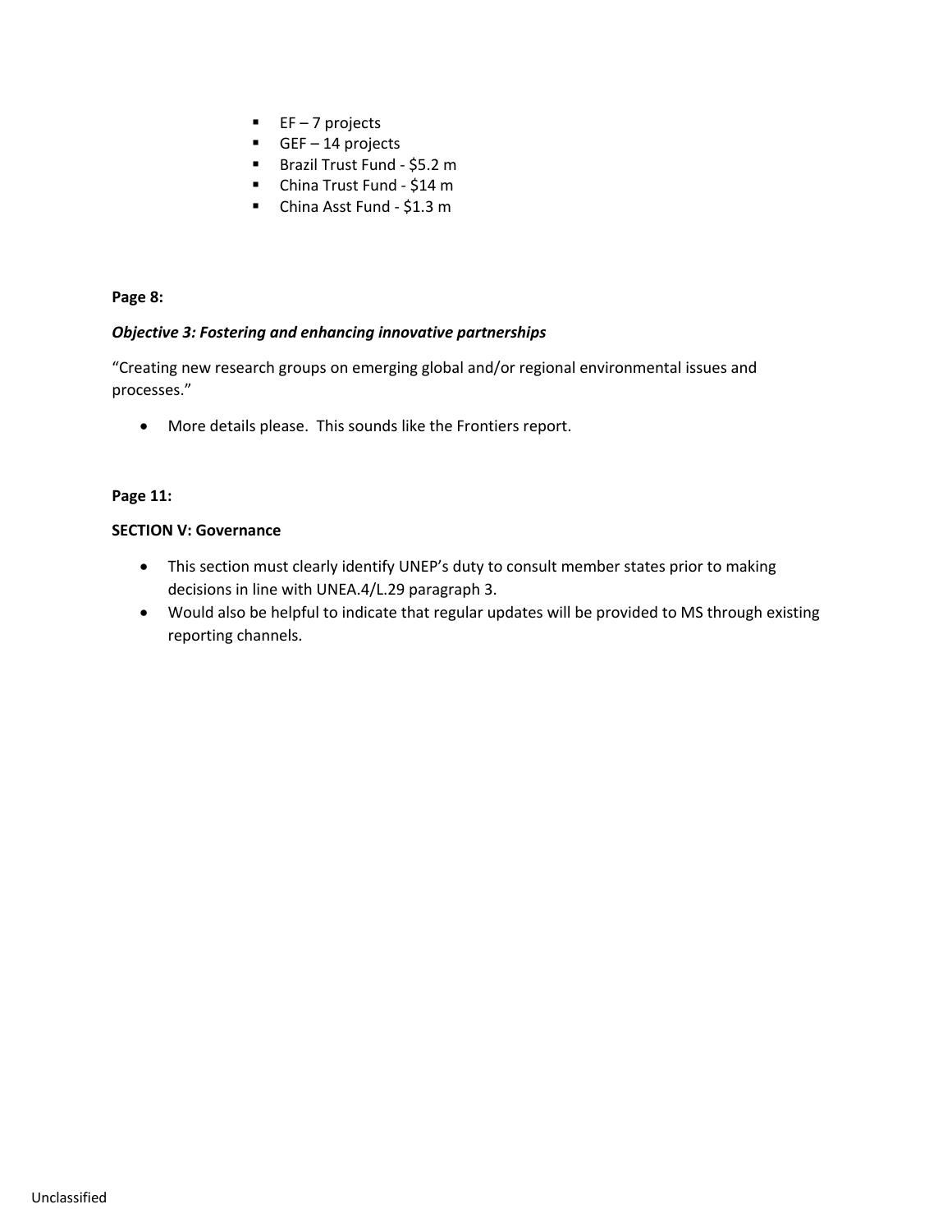- EF – 7 projects
- GEF – 14 projects
- Brazil Trust Fund - $5.2 m
- China Trust Fund - $14 m
- China Asst Fund - $1.3 m

**Page 8:**

***Objective 3: Fostering and enhancing innovative partnerships***

"Creating new research groups on emerging global and/or regional environmental issues and processes."

- More details please. This sounds like the Frontiers report.

**Page 11:**

**SECTION V: Governance**

- This section must clearly identify UNEP's duty to consult member states prior to making decisions in line with UNEA.4/L.29 paragraph 3.
- Would also be helpful to indicate that regular updates will be provided to MS through existing reporting channels.

Unclassified